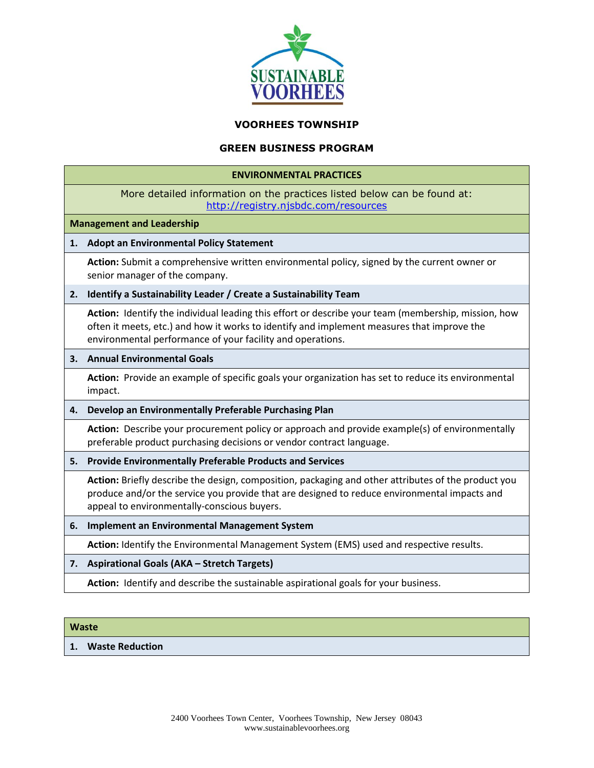SUSTAINABLE VOORHEES

# VOORHEES TOWNSHIP

## GREEN BUSINESS PROGRAM

### ENVIRONMENTAL PRACTICES

More detailed information on the practices listed below can be found at: http://registry.njsbdc.com/resources

#### Management and Leadership

**1. Adopt an Environmental Policy Statement**

**Action:** Submit a comprehensive written environmental policy, signed by the current owner or senior manager of the company.

**2. Identify a Sustainability Leader / Create a Sustainability Team**

**Action:** Identify the individual leading this effort or describe your team (membership, mission, how often it meets, etc.) and how it works to identify and implement measures that improve the environmental performance of your facility and operations.

**3. Annual Environmental Goals**

**Action:** Provide an example of specific goals your organization has set to reduce its environmental impact.

**4. Develop an Environmentally Preferable Purchasing Plan**

**Action:** Describe your procurement policy or approach and provide example(s) of environmentally preferable product purchasing decisions or vendor contract language.

**5. Provide Environmentally Preferable Products and Services**

**Action:** Briefly describe the design, composition, packaging and other attributes of the product you produce and/or the service you provide that are designed to reduce environmental impacts and appeal to environmentally-conscious buyers.

**6. Implement an Environmental Management System**

**Action:** Identify the Environmental Management System (EMS) used and respective results.

**7. Aspirational Goals (AKA – Stretch Targets)**

**Action:** Identify and describe the sustainable aspirational goals for your business.

#### Waste

**1. Waste Reduction**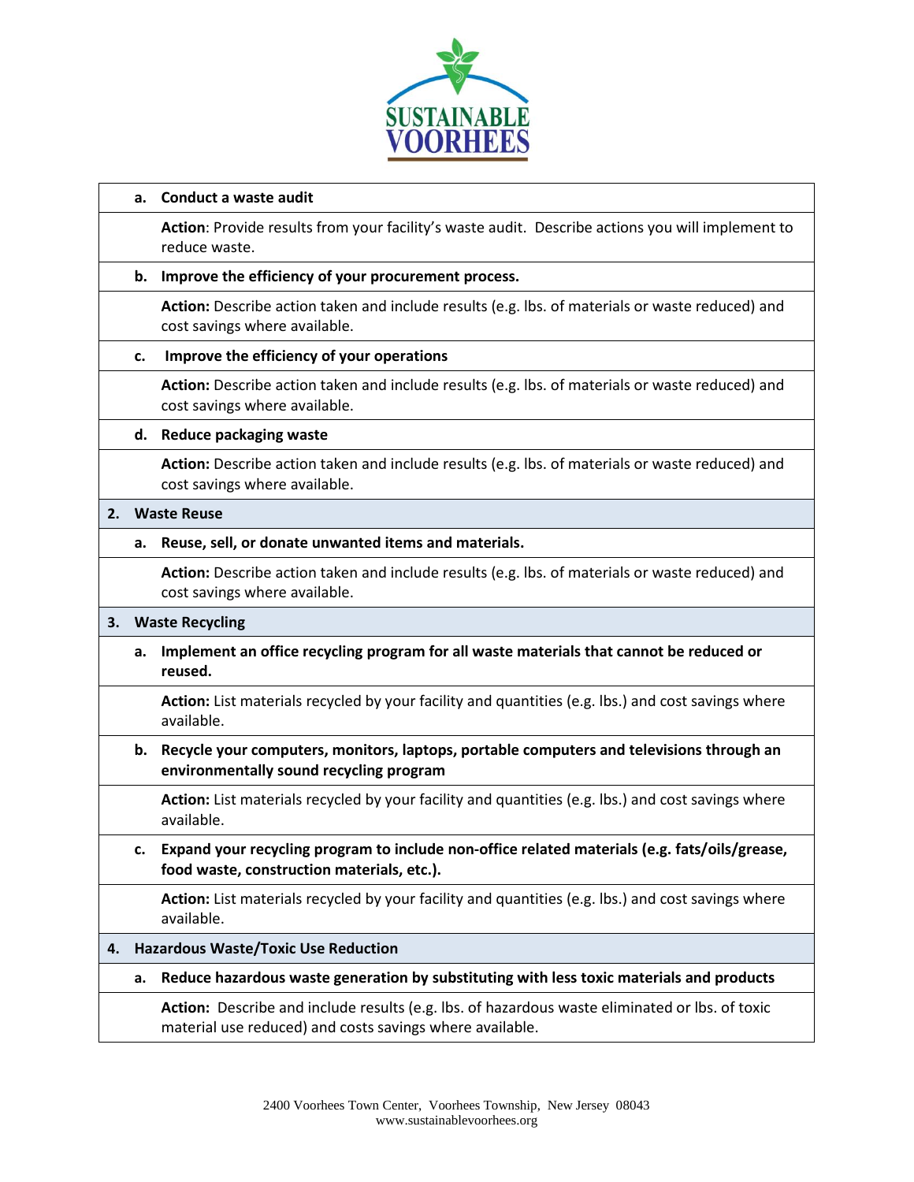| | |
|---|---|
| | **a. Conduct a waste audit** |
| | **Action**: Provide results from your facility's waste audit. Describe actions you will implement to reduce waste. |
| | **b. Improve the efficiency of your procurement process.** |
| | **Action:** Describe action taken and include results (e.g. lbs. of materials or waste reduced) and cost savings where available. |
| | **c. Improve the efficiency of your operations** |
| | **Action:** Describe action taken and include results (e.g. lbs. of materials or waste reduced) and cost savings where available. |
| | **d. Reduce packaging waste** |
| | **Action:** Describe action taken and include results (e.g. lbs. of materials or waste reduced) and cost savings where available. |
| **2.** | **Waste Reuse** |
| | **a. Reuse, sell, or donate unwanted items and materials.** |
| | **Action:** Describe action taken and include results (e.g. lbs. of materials or waste reduced) and cost savings where available. |
| **3.** | **Waste Recycling** |
| | **a. Implement an office recycling program for all waste materials that cannot be reduced or reused.** |
| | **Action:** List materials recycled by your facility and quantities (e.g. lbs.) and cost savings where available. |
| | **b. Recycle your computers, monitors, laptops, portable computers and televisions through an environmentally sound recycling program** |
| | **Action:** List materials recycled by your facility and quantities (e.g. lbs.) and cost savings where available. |
| | **c. Expand your recycling program to include non-office related materials (e.g. fats/oils/grease, food waste, construction materials, etc.).** |
| | **Action:** List materials recycled by your facility and quantities (e.g. lbs.) and cost savings where available. |
| **4.** | **Hazardous Waste/Toxic Use Reduction** |
| | **a. Reduce hazardous waste generation by substituting with less toxic materials and products** |
| | **Action:** Describe and include results (e.g. lbs. of hazardous waste eliminated or lbs. of toxic material use reduced) and costs savings where available. |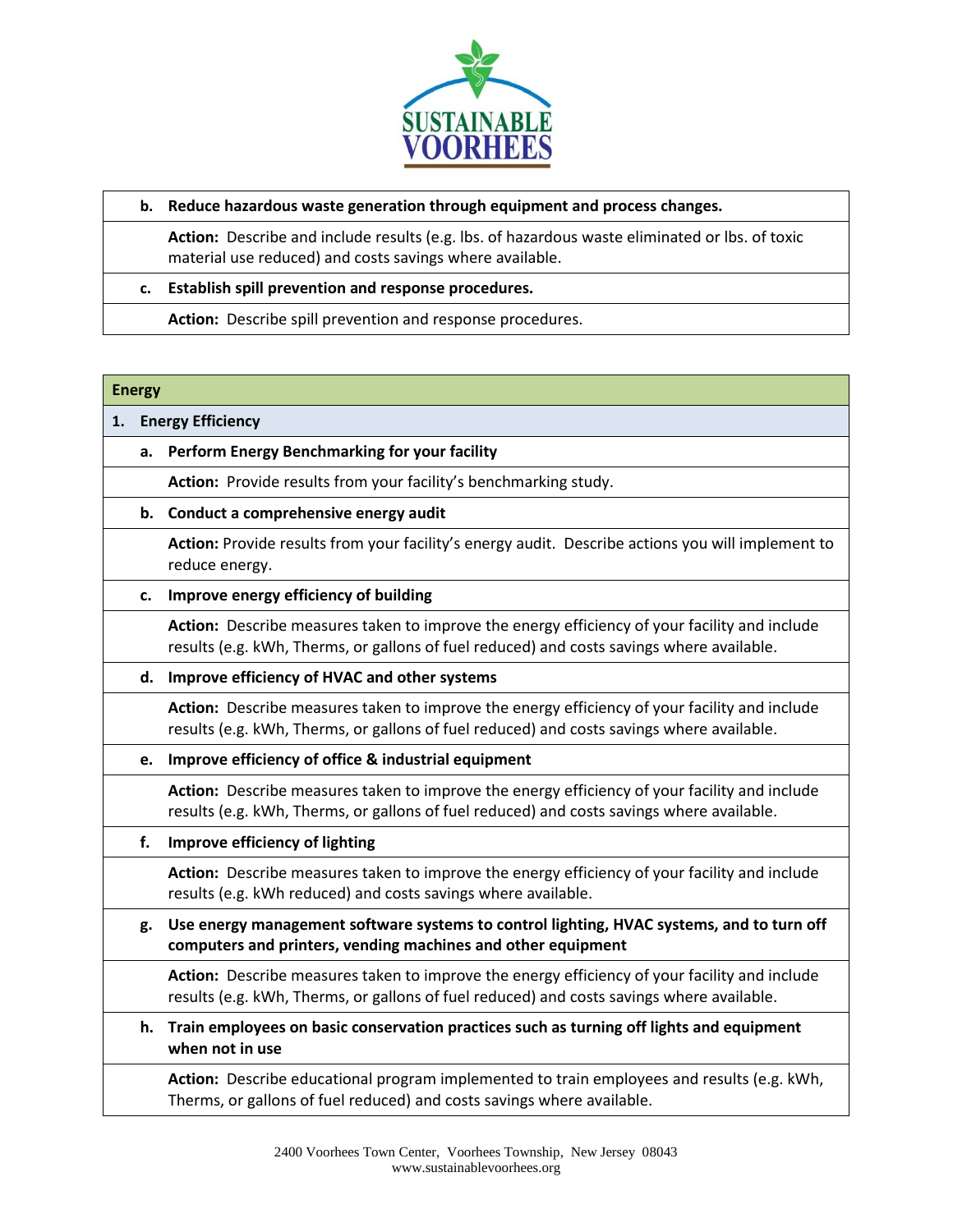**b. Reduce hazardous waste generation through equipment and process changes.**

**Action:** Describe and include results (e.g. lbs. of hazardous waste eliminated or lbs. of toxic material use reduced) and costs savings where available.

**c. Establish spill prevention and response procedures.**

**Action:** Describe spill prevention and response procedures.

## Energy

### 1. Energy Efficiency

**a. Perform Energy Benchmarking for your facility**

**Action:** Provide results from your facility's benchmarking study.

**b. Conduct a comprehensive energy audit**

**Action:** Provide results from your facility's energy audit. Describe actions you will implement to reduce energy.

**c. Improve energy efficiency of building**

**Action:** Describe measures taken to improve the energy efficiency of your facility and include results (e.g. kWh, Therms, or gallons of fuel reduced) and costs savings where available.

**d. Improve efficiency of HVAC and other systems**

**Action:** Describe measures taken to improve the energy efficiency of your facility and include results (e.g. kWh, Therms, or gallons of fuel reduced) and costs savings where available.

**e. Improve efficiency of office & industrial equipment**

**Action:** Describe measures taken to improve the energy efficiency of your facility and include results (e.g. kWh, Therms, or gallons of fuel reduced) and costs savings where available.

**f. Improve efficiency of lighting**

**Action:** Describe measures taken to improve the energy efficiency of your facility and include results (e.g. kWh reduced) and costs savings where available.

**g. Use energy management software systems to control lighting, HVAC systems, and to turn off computers and printers, vending machines and other equipment**

**Action:** Describe measures taken to improve the energy efficiency of your facility and include results (e.g. kWh, Therms, or gallons of fuel reduced) and costs savings where available.

**h. Train employees on basic conservation practices such as turning off lights and equipment when not in use**

**Action:** Describe educational program implemented to train employees and results (e.g. kWh, Therms, or gallons of fuel reduced) and costs savings where available.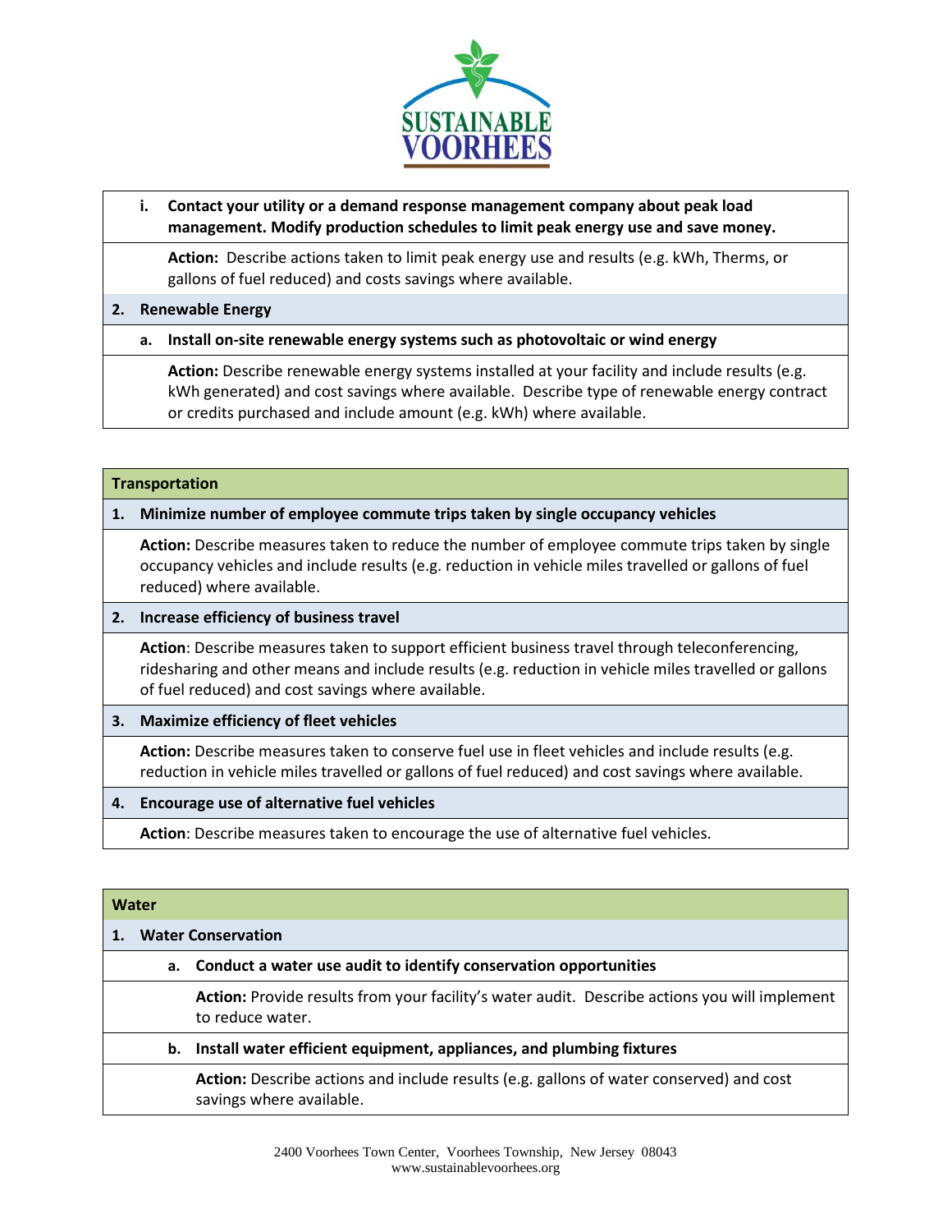**i. Contact your utility or a demand response management company about peak load management. Modify production schedules to limit peak energy use and save money.**

**Action:** Describe actions taken to limit peak energy use and results (e.g. kWh, Therms, or gallons of fuel reduced) and costs savings where available.

**2. Renewable Energy**

**a. Install on-site renewable energy systems such as photovoltaic or wind energy**

**Action:** Describe renewable energy systems installed at your facility and include results (e.g. kWh generated) and cost savings where available. Describe type of renewable energy contract or credits purchased and include amount (e.g. kWh) where available.

## Transportation

**1. Minimize number of employee commute trips taken by single occupancy vehicles**

**Action:** Describe measures taken to reduce the number of employee commute trips taken by single occupancy vehicles and include results (e.g. reduction in vehicle miles travelled or gallons of fuel reduced) where available.

**2. Increase efficiency of business travel**

**Action**: Describe measures taken to support efficient business travel through teleconferencing, ridesharing and other means and include results (e.g. reduction in vehicle miles travelled or gallons of fuel reduced) and cost savings where available.

**3. Maximize efficiency of fleet vehicles**

**Action:** Describe measures taken to conserve fuel use in fleet vehicles and include results (e.g. reduction in vehicle miles travelled or gallons of fuel reduced) and cost savings where available.

**4. Encourage use of alternative fuel vehicles**

**Action**: Describe measures taken to encourage the use of alternative fuel vehicles.

## Water

**1. Water Conservation**

**a. Conduct a water use audit to identify conservation opportunities**

**Action:** Provide results from your facility's water audit. Describe actions you will implement to reduce water.

**b. Install water efficient equipment, appliances, and plumbing fixtures**

**Action:** Describe actions and include results (e.g. gallons of water conserved) and cost savings where available.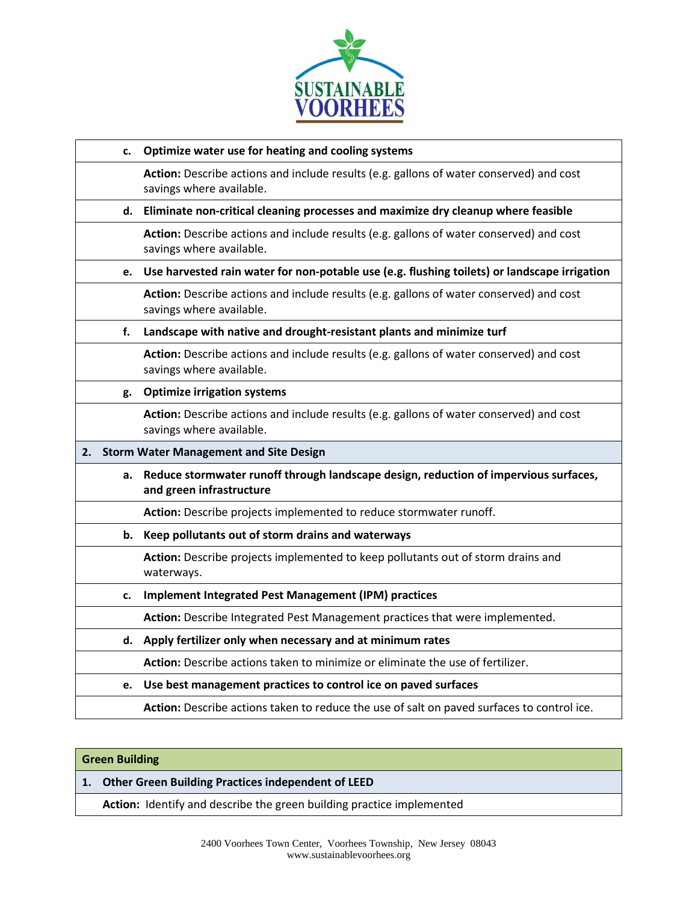| | |
|---|---|
| **c.** | **Optimize water use for heating and cooling systems** |
| | **Action:** Describe actions and include results (e.g. gallons of water conserved) and cost savings where available. |
| **d.** | **Eliminate non-critical cleaning processes and maximize dry cleanup where feasible** |
| | **Action:** Describe actions and include results (e.g. gallons of water conserved) and cost savings where available. |
| **e.** | **Use harvested rain water for non-potable use (e.g. flushing toilets) or landscape irrigation** |
| | **Action:** Describe actions and include results (e.g. gallons of water conserved) and cost savings where available. |
| **f.** | **Landscape with native and drought-resistant plants and minimize turf** |
| | **Action:** Describe actions and include results (e.g. gallons of water conserved) and cost savings where available. |
| **g.** | **Optimize irrigation systems** |
| | **Action:** Describe actions and include results (e.g. gallons of water conserved) and cost savings where available. |
| **2.** | **Storm Water Management and Site Design** |
| **a.** | **Reduce stormwater runoff through landscape design, reduction of impervious surfaces, and green infrastructure** |
| | **Action:** Describe projects implemented to reduce stormwater runoff. |
| **b.** | **Keep pollutants out of storm drains and waterways** |
| | **Action:** Describe projects implemented to keep pollutants out of storm drains and waterways. |
| **c.** | **Implement Integrated Pest Management (IPM) practices** |
| | **Action:** Describe Integrated Pest Management practices that were implemented. |
| **d.** | **Apply fertilizer only when necessary and at minimum rates** |
| | **Action:** Describe actions taken to minimize or eliminate the use of fertilizer. |
| **e.** | **Use best management practices to control ice on paved surfaces** |
| | **Action:** Describe actions taken to reduce the use of salt on paved surfaces to control ice. |

| Green Building |
|---|
| **1. Other Green Building Practices independent of LEED** |
| **Action:** Identify and describe the green building practice implemented |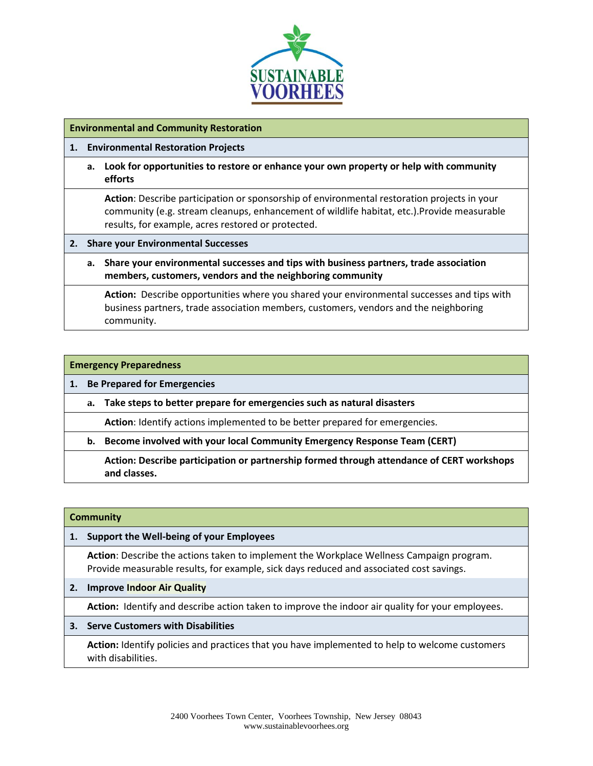**SUSTAINABLE VOORHEES**

## Environmental and Community Restoration

### 1. Environmental Restoration Projects

**a. Look for opportunities to restore or enhance your own property or help with community efforts**

**Action**: Describe participation or sponsorship of environmental restoration projects in your community (e.g. stream cleanups, enhancement of wildlife habitat, etc.).Provide measurable results, for example, acres restored or protected.

### 2. Share your Environmental Successes

**a. Share your environmental successes and tips with business partners, trade association members, customers, vendors and the neighboring community**

**Action:** Describe opportunities where you shared your environmental successes and tips with business partners, trade association members, customers, vendors and the neighboring community.

## Emergency Preparedness

### 1. Be Prepared for Emergencies

**a. Take steps to better prepare for emergencies such as natural disasters**

**Action**: Identify actions implemented to be better prepared for emergencies.

**b. Become involved with your local Community Emergency Response Team (CERT)**

**Action: Describe participation or partnership formed through attendance of CERT workshops and classes.**

## Community

### 1. Support the Well-being of your Employees

**Action**: Describe the actions taken to implement the Workplace Wellness Campaign program. Provide measurable results, for example, sick days reduced and associated cost savings.

### 2. Improve Indoor Air Quality

**Action:** Identify and describe action taken to improve the indoor air quality for your employees.

### 3. Serve Customers with Disabilities

**Action:** Identify policies and practices that you have implemented to help to welcome customers with disabilities.

2400 Voorhees Town Center, Voorhees Township, New Jersey 08043
www.sustainablevoorhees.org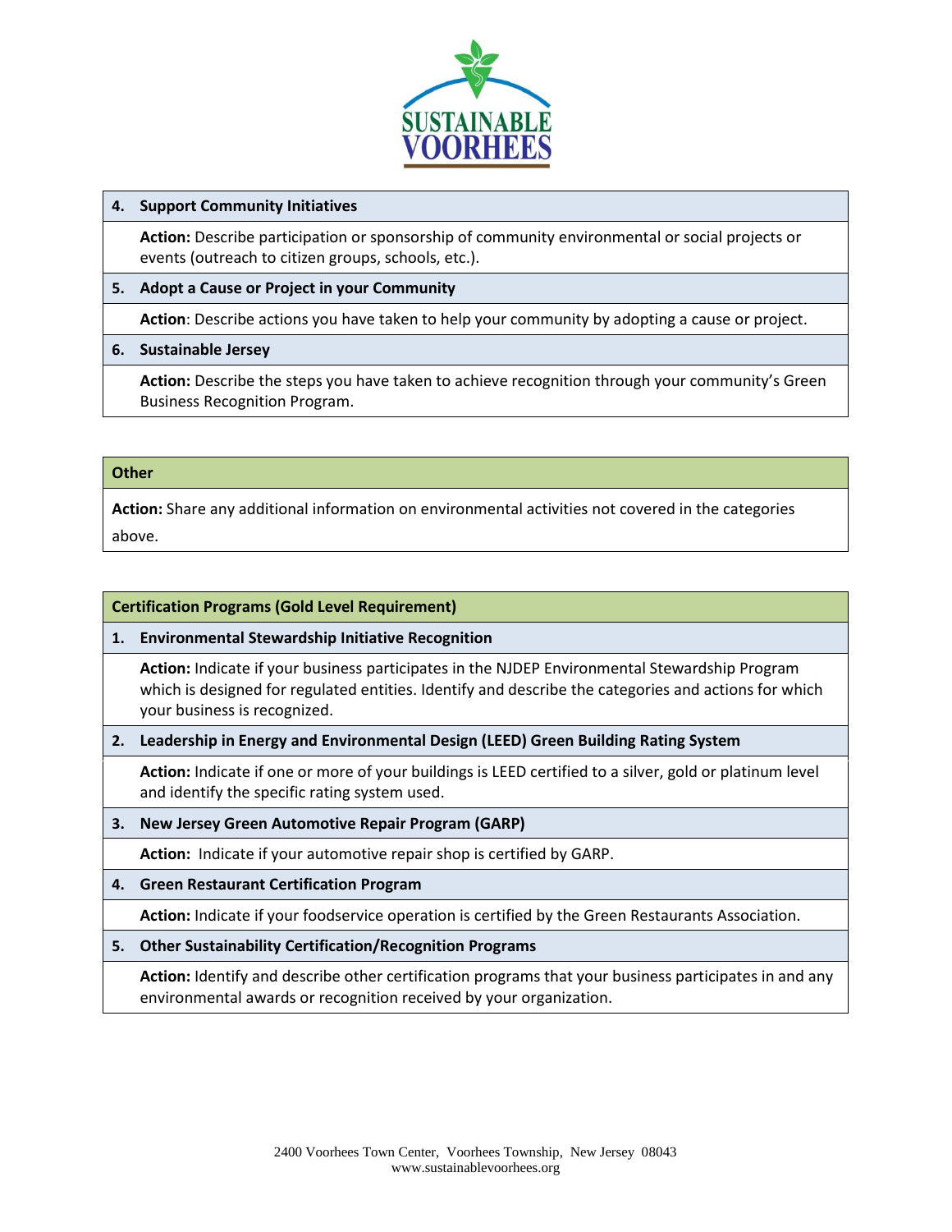**4. Support Community Initiatives**

**Action:** Describe participation or sponsorship of community environmental or social projects or events (outreach to citizen groups, schools, etc.).

**5. Adopt a Cause or Project in your Community**

**Action**: Describe actions you have taken to help your community by adopting a cause or project.

**6. Sustainable Jersey**

**Action:** Describe the steps you have taken to achieve recognition through your community's Green Business Recognition Program.

## Other

**Action:** Share any additional information on environmental activities not covered in the categories above.

## Certification Programs (Gold Level Requirement)

**1. Environmental Stewardship Initiative Recognition**

**Action:** Indicate if your business participates in the NJDEP Environmental Stewardship Program which is designed for regulated entities. Identify and describe the categories and actions for which your business is recognized.

**2. Leadership in Energy and Environmental Design (LEED) Green Building Rating System**

**Action:** Indicate if one or more of your buildings is LEED certified to a silver, gold or platinum level and identify the specific rating system used.

**3. New Jersey Green Automotive Repair Program (GARP)**

**Action:** Indicate if your automotive repair shop is certified by GARP.

**4. Green Restaurant Certification Program**

**Action:** Indicate if your foodservice operation is certified by the Green Restaurants Association.

**5. Other Sustainability Certification/Recognition Programs**

**Action:** Identify and describe other certification programs that your business participates in and any environmental awards or recognition received by your organization.